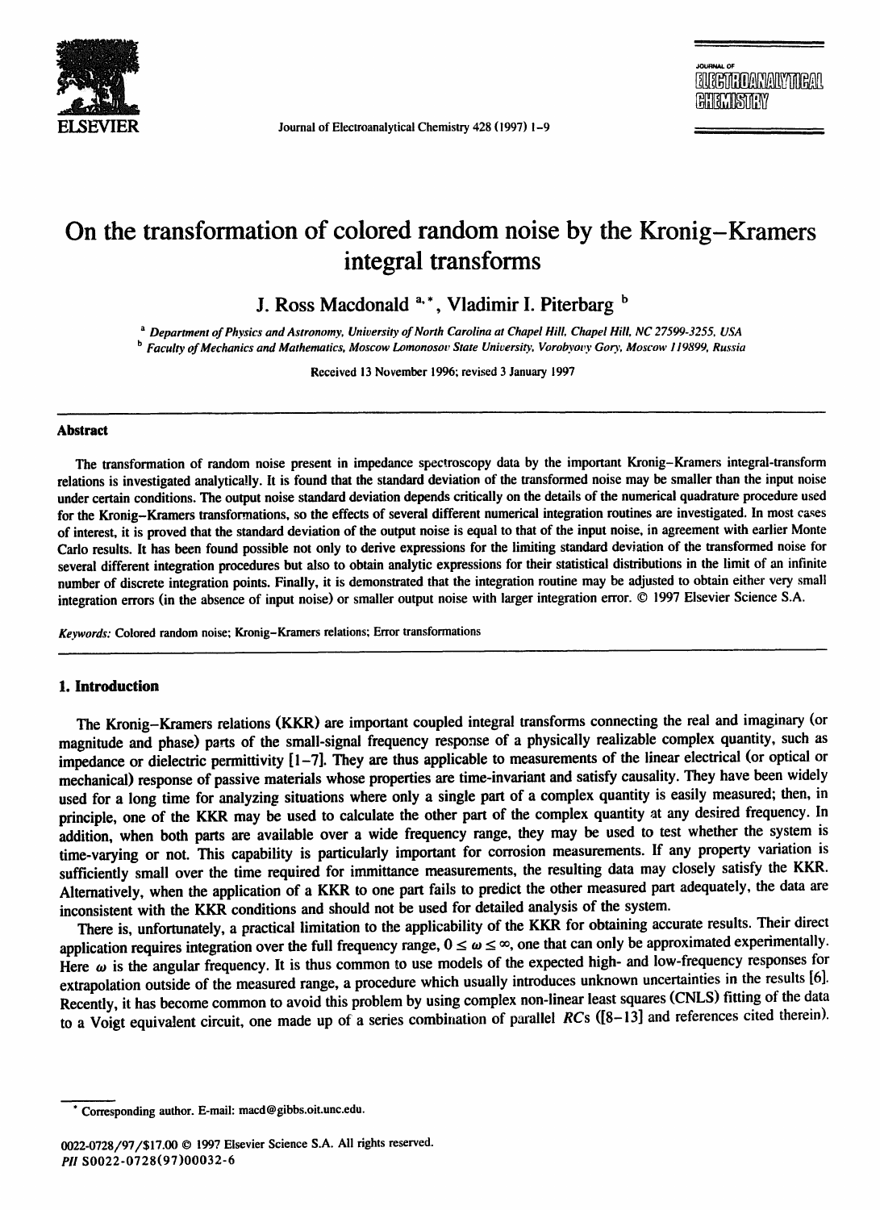# On the transformation of colored random noise by the Kronig–Kramers integral transforms

J. Ross Macdonald [a,*], Vladimir I. Piterbarg [b]

[a] Department of Physics and Astronomy, University of North Carolina at Chapel Hill, Chapel Hill, NC 27599-3255, USA

[b] Faculty of Mechanics and Mathematics, Moscow Lomonosov State University, Vorobyovy Gory, Moscow 119899, Russia

Received 13 November 1996; revised 3 January 1997

## Abstract

The transformation of random noise present in impedance spectroscopy data by the important Kronig–Kramers integral-transform relations is investigated analytically. It is found that the standard deviation of the transformed noise may be smaller than the input noise under certain conditions. The output noise standard deviation depends critically on the details of the numerical quadrature procedure used for the Kronig–Kramers transformations, so the effects of several different numerical integration routines are investigated. In most cases of interest, it is proved that the standard deviation of the output noise is equal to that of the input noise, in agreement with earlier Monte Carlo results. It has been found possible not only to derive expressions for the limiting standard deviation of the transformed noise for several different integration procedures but also to obtain analytic expressions for their statistical distributions in the limit of an infinite number of discrete integration points. Finally, it is demonstrated that the integration routine may be adjusted to obtain either very small integration errors (in the absence of input noise) or smaller output noise with larger integration error. © 1997 Elsevier Science S.A.

*Keywords:* Colored random noise; Kronig–Kramers relations; Error transformations

## 1. Introduction

The Kronig–Kramers relations (KKR) are important coupled integral transforms connecting the real and imaginary (or magnitude and phase) parts of the small-signal frequency response of a physically realizable complex quantity, such as impedance or dielectric permittivity [1–7]. They are thus applicable to measurements of the linear electrical (or optical or mechanical) response of passive materials whose properties are time-invariant and satisfy causality. They have been widely used for a long time for analyzing situations where only a single part of a complex quantity is easily measured; then, in principle, one of the KKR may be used to calculate the other part of the complex quantity at any desired frequency. In addition, when both parts are available over a wide frequency range, they may be used to test whether the system is time-varying or not. This capability is particularly important for corrosion measurements. If any property variation is sufficiently small over the time required for immittance measurements, the resulting data may closely satisfy the KKR. Alternatively, when the application of a KKR to one part fails to predict the other measured part adequately, the data are inconsistent with the KKR conditions and should not be used for detailed analysis of the system.

There is, unfortunately, a practical limitation to the applicability of the KKR for obtaining accurate results. Their direct application requires integration over the full frequency range, $0 \leq \omega \leq \infty$, one that can only be approximated experimentally. Here $\omega$ is the angular frequency. It is thus common to use models of the expected high- and low-frequency responses for extrapolation outside of the measured range, a procedure which usually introduces unknown uncertainties in the results [6]. Recently, it has become common to avoid this problem by using complex non-linear least squares (CNLS) fitting of the data to a Voigt equivalent circuit, one made up of a series combination of parallel *RC*s ([8–13] and references cited therein).

* Corresponding author. E-mail: macd@gibbs.oit.unc.edu.

0022-0728/97/$17.00 © 1997 Elsevier Science S.A. All rights reserved.
*PII* S0022-0728(97)00032-6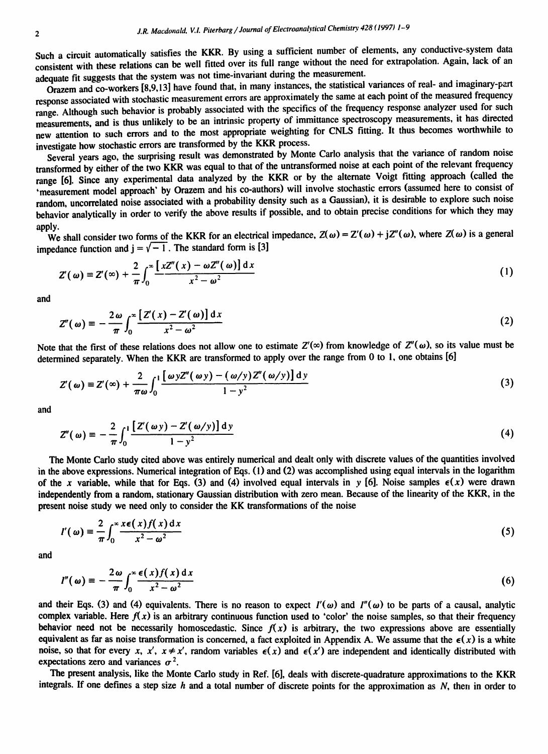Such a circuit automatically satisfies the KKR. By using a sufficient number of elements, any conductive-system data consistent with these relations can be well fitted over its full range without the need for extrapolation. Again, lack of an adequate fit suggests that the system was not time-invariant during the measurement.

Orazem and co-workers [8,9,13] have found that, in many instances, the statistical variances of real- and imaginary-part response associated with stochastic measurement errors are approximately the same at each point of the measured frequency range. Although such behavior is probably associated with the specifics of the frequency response analyzer used for such measurements, and is thus unlikely to be an intrinsic property of immittance spectroscopy measurements, it has directed new attention to such errors and to the most appropriate weighting for CNLS fitting. It thus becomes worthwhile to investigate how stochastic errors are transformed by the KKR process.

Several years ago, the surprising result was demonstrated by Monte Carlo analysis that the variance of random noise transformed by either of the two KKR was equal to that of the untransformed noise at each point of the relevant frequency range [6]. Since any experimental data analyzed by the KKR or by the alternate Voigt fitting approach (called the 'measurement model approach' by Orazem and his co-authors) will involve stochastic errors (assumed here to consist of random, uncorrelated noise associated with a probability density such as a Gaussian), it is desirable to explore such noise behavior analytically in order to verify the above results if possible, and to obtain precise conditions for which they may apply.

We shall consider two forms of the KKR for an electrical impedance, $Z(\omega) = Z'(\omega) + jZ''(\omega)$, where $Z(\omega)$ is a general impedance function and $j = \sqrt{-1}$. The standard form is [3]

$$Z'(\omega) \equiv Z'(\infty) + \frac{2}{\pi}\int_0^\infty \frac{[xZ''(x) - \omega Z''(\omega)]\,dx}{x^2 - \omega^2} \tag{1}$$

and

$$Z''(\omega) \equiv -\frac{2\omega}{\pi}\int_0^\infty \frac{[Z'(x) - Z'(\omega)]\,dx}{x^2 - \omega^2} \tag{2}$$

Note that the first of these relations does not allow one to estimate $Z'(\infty)$ from knowledge of $Z''(\omega)$, so its value must be determined separately. When the KKR are transformed to apply over the range from 0 to 1, one obtains [6]

$$Z'(\omega) \equiv Z'(\infty) + \frac{2}{\pi\omega}\int_0^1 \frac{[\omega y Z''(\omega y) - (\omega/y)Z''(\omega/y)]\,dy}{1 - y^2} \tag{3}$$

and

$$Z''(\omega) \equiv -\frac{2}{\pi}\int_0^1 \frac{[Z'(\omega y) - Z'(\omega/y)]\,dy}{1 - y^2} \tag{4}$$

The Monte Carlo study cited above was entirely numerical and dealt only with discrete values of the quantities involved in the above expressions. Numerical integration of Eqs. (1) and (2) was accomplished using equal intervals in the logarithm of the $x$ variable, while that for Eqs. (3) and (4) involved equal intervals in $y$ [6]. Noise samples $\epsilon(x)$ were drawn independently from a random, stationary Gaussian distribution with zero mean. Because of the linearity of the KKR, in the present noise study we need only to consider the KK transformations of the noise

$$I'(\omega) \equiv \frac{2}{\pi}\int_0^\infty \frac{x\epsilon(x)f(x)\,dx}{x^2 - \omega^2} \tag{5}$$

and

$$I''(\omega) \equiv -\frac{2\omega}{\pi}\int_0^\infty \frac{\epsilon(x)f(x)\,dx}{x^2 - \omega^2} \tag{6}$$

and their Eqs. (3) and (4) equivalents. There is no reason to expect $I'(\omega)$ and $I''(\omega)$ to be parts of a causal, analytic complex variable. Here $f(x)$ is an arbitrary continuous function used to 'color' the noise samples, so that their frequency behavior need not be necessarily homoscedastic. Since $f(x)$ is arbitrary, the two expressions above are essentially equivalent as far as noise transformation is concerned, a fact exploited in Appendix A. We assume that the $\epsilon(x)$ is a white noise, so that for every $x$, $x'$, $x \neq x'$, random variables $\epsilon(x)$ and $\epsilon(x')$ are independent and identically distributed with expectations zero and variances $\sigma^2$.

The present analysis, like the Monte Carlo study in Ref. [6], deals with discrete-quadrature approximations to the KKR integrals. If one defines a step size $h$ and a total number of discrete points for the approximation as $N$, then in order to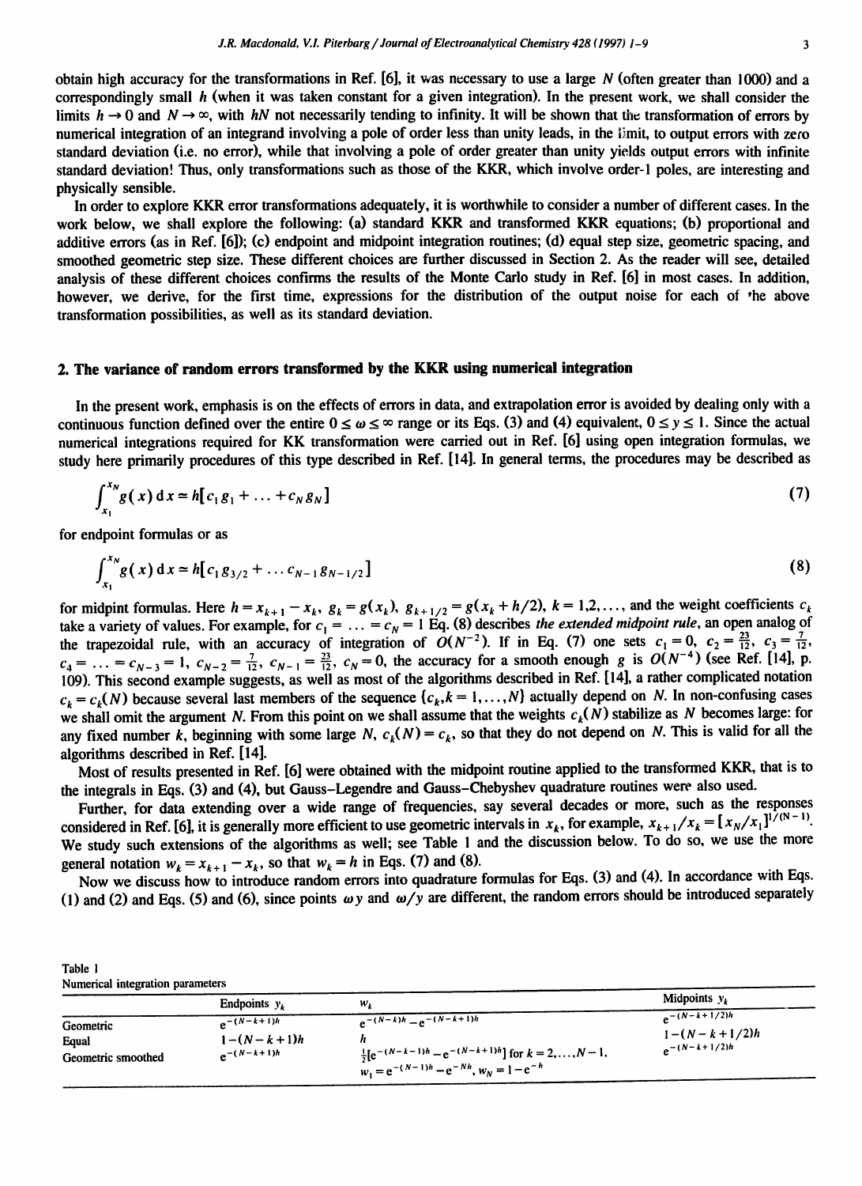obtain high accuracy for the transformations in Ref. [6], it was necessary to use a large $N$ (often greater than 1000) and a correspondingly small $h$ (when it was taken constant for a given integration). In the present work, we shall consider the limits $h \to 0$ and $N \to \infty$, with $hN$ not necessarily tending to infinity. It will be shown that the transformation of errors by numerical integration of an integrand involving a pole of order less than unity leads, in the limit, to output errors with zero standard deviation (i.e. no error), while that involving a pole of order greater than unity yields output errors with infinite standard deviation! Thus, only transformations such as those of the KKR, which involve order-1 poles, are interesting and physically sensible.

In order to explore KKR error transformations adequately, it is worthwhile to consider a number of different cases. In the work below, we shall explore the following: (a) standard KKR and transformed KKR equations; (b) proportional and additive errors (as in Ref. [6]); (c) endpoint and midpoint integration routines; (d) equal step size, geometric spacing, and smoothed geometric step size. These different choices are further discussed in Section 2. As the reader will see, detailed analysis of these different choices confirms the results of the Monte Carlo study in Ref. [6] in most cases. In addition, however, we derive, for the first time, expressions for the distribution of the output noise for each of the above transformation possibilities, as well as its standard deviation.

## 2. The variance of random errors transformed by the KKR using numerical integration

In the present work, emphasis is on the effects of errors in data, and extrapolation error is avoided by dealing only with a continuous function defined over the entire $0 \leq \omega \leq \infty$ range or its Eqs. (3) and (4) equivalent, $0 \leq y \leq 1$. Since the actual numerical integrations required for KK transformation were carried out in Ref. [6] using open integration formulas, we study here primarily procedures of this type described in Ref. [14]. In general terms, the procedures may be described as

$$\int_{x_1}^{x_N} g(x)\,\mathrm{d}x \simeq h[c_1 g_1 + \ldots + c_N g_N] \tag{7}$$

for endpoint formulas or as

$$\int_{x_1}^{x_N} g(x)\,\mathrm{d}x \simeq h[c_1 g_{3/2} + \ldots c_{N-1} g_{N-1/2}] \tag{8}$$

for midpint formulas. Here $h = x_{k+1} - x_k$, $g_k = g(x_k)$, $g_{k+1/2} = g(x_k + h/2)$, $k = 1,2,\ldots$, and the weight coefficients $c_k$ take a variety of values. For example, for $c_1 = \ldots = c_N = 1$ Eq. (8) describes *the extended midpoint rule*, an open analog of the trapezoidal rule, with an accuracy of integration of $O(N^{-2})$. If in Eq. (7) one sets $c_1 = 0$, $c_2 = \frac{23}{12}$, $c_3 = \frac{7}{12}$, $c_4 = \ldots = c_{N-3} = 1$, $c_{N-2} = \frac{7}{12}$, $c_{N-1} = \frac{23}{12}$, $c_N = 0$, the accuracy for a smooth enough $g$ is $O(N^{-4})$ (see Ref. [14], p. 109). This second example suggests, as well as most of the algorithms described in Ref. [14], a rather complicated notation $c_k = c_k(N)$ because several last members of the sequence $\{c_k, k = 1,\ldots,N\}$ actually depend on $N$. In non-confusing cases we shall omit the argument $N$. From this point on we shall assume that the weights $c_k(N)$ stabilize as $N$ becomes large: for any fixed number $k$, beginning with some large $N$, $c_k(N) = c_k$, so that they do not depend on $N$. This is valid for all the algorithms described in Ref. [14].

Most of results presented in Ref. [6] were obtained with the midpoint routine applied to the transformed KKR, that is to the integrals in Eqs. (3) and (4), but Gauss–Legendre and Gauss–Chebyshev quadrature routines were also used.

Further, for data extending over a wide range of frequencies, say several decades or more, such as the responses considered in Ref. [6], it is generally more efficient to use geometric intervals in $x_k$, for example, $x_{k+1}/x_k = [x_N/x_1]^{1/(N-1)}$. We study such extensions of the algorithms as well; see Table 1 and the discussion below. To do so, we use the more general notation $w_k = x_{k+1} - x_k$, so that $w_k = h$ in Eqs. (7) and (8).

Now we discuss how to introduce random errors into quadrature formulas for Eqs. (3) and (4). In accordance with Eqs. (1) and (2) and Eqs. (5) and (6), since points $\omega y$ and $\omega/y$ are different, the random errors should be introduced separately

Table 1
Numerical integration parameters

| | Endpoints $y_k$ | $w_k$ | Midpoints $y_k$ |
|---|---|---|---|
| Geometric | $e^{-(N-k+1)h}$ | $e^{-(N-k)h} - e^{-(N-k+1)h}$ | $e^{-(N-k+1/2)h}$ |
| Equal | $1-(N-k+1)h$ | $h$ | $1-(N-k+1/2)h$ |
| Geometric smoothed | $e^{-(N-k+1)h}$ | $\frac{1}{2}[e^{-(N-k-1)h} - e^{-(N-k+1)h}]$ for $k = 2,\ldots,N-1$, $w_1 = e^{-(N-1)h} - e^{-Nh}$, $w_N = 1 - e^{-h}$ | $e^{-(N-k+1/2)h}$ |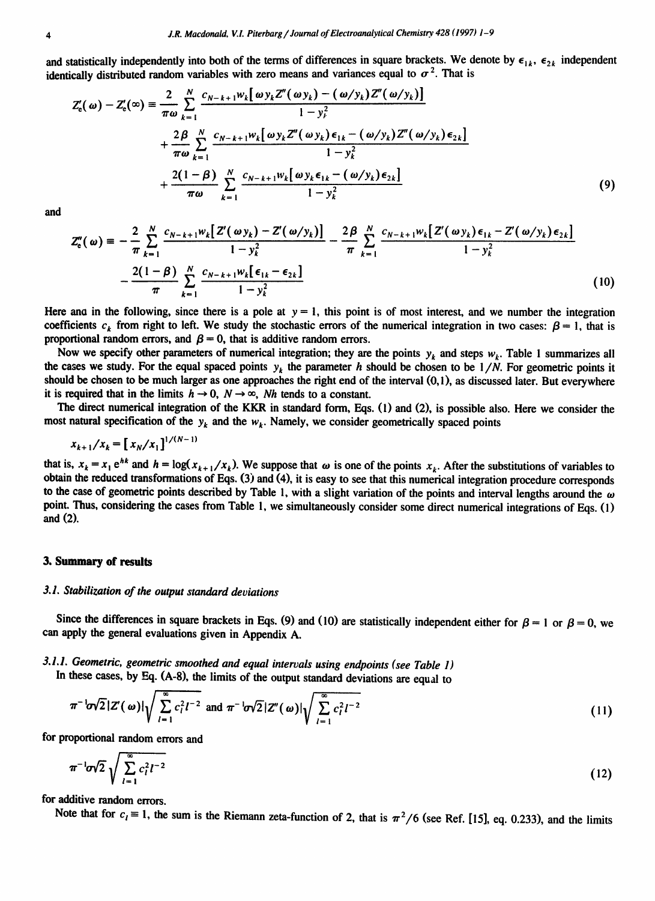and statistically independently into both of the terms of differences in square brackets. We denote by $\epsilon_{1k}$, $\epsilon_{2k}$ independent identically distributed random variables with zero means and variances equal to $\sigma^2$. That is

$$Z_e'(\omega) - Z_e'(\infty) \equiv \frac{2}{\pi\omega}\sum_{k=1}^{N}\frac{c_{N-k+1}w_k[\omega y_k Z''(\omega y_k) - (\omega/y_k)Z''(\omega/y_k)]}{1-y_k^2} + \frac{2\beta}{\pi\omega}\sum_{k=1}^{N}\frac{c_{N-k+1}w_k[\omega y_k Z''(\omega y_k)\epsilon_{1k} - (\omega/y_k)Z''(\omega/y_k)\epsilon_{2k}]}{1-y_k^2} + \frac{2(1-\beta)}{\pi\omega}\sum_{k=1}^{N}\frac{c_{N-k+1}w_k[\omega y_k\epsilon_{1k} - (\omega/y_k)\epsilon_{2k}]}{1-y_k^2} \tag{9}$$

and

$$Z_e''(\omega) \equiv -\frac{2}{\pi}\sum_{k=1}^{N}\frac{c_{N-k+1}w_k[Z'(\omega y_k) - Z'(\omega/y_k)]}{1-y_k^2} - \frac{2\beta}{\pi}\sum_{k=1}^{N}\frac{c_{N-k+1}w_k[Z'(\omega y_k)\epsilon_{1k} - Z'(\omega/y_k)\epsilon_{2k}]}{1-y_k^2} - \frac{2(1-\beta)}{\pi}\sum_{k=1}^{N}\frac{c_{N-k+1}w_k[\epsilon_{1k} - \epsilon_{2k}]}{1-y_k^2} \tag{10}$$

Here and in the following, since there is a pole at $y = 1$, this point is of most interest, and we number the integration coefficients $c_k$ from right to left. We study the stochastic errors of the numerical integration in two cases: $\beta = 1$, that is proportional random errors, and $\beta = 0$, that is additive random errors.

Now we specify other parameters of numerical integration; they are the points $y_k$ and steps $w_k$. Table 1 summarizes all the cases we study. For the equal spaced points $y_k$ the parameter $h$ should be chosen to be $1/N$. For geometric points it should be chosen to be much larger as one approaches the right end of the interval (0,1), as discussed later. But everywhere it is required that in the limits $h \to 0$, $N \to \infty$, $Nh$ tends to a constant.

The direct numerical integration of the KKR in standard form, Eqs. (1) and (2), is possible also. Here we consider the most natural specification of the $y_k$ and the $w_k$. Namely, we consider geometrically spaced points

$$x_{k+1}/x_k = [x_N/x_1]^{1/(N-1)}$$

that is, $x_k = x_1 e^{hk}$ and $h = \log(x_{k+1}/x_k)$. We suppose that $\omega$ is one of the points $x_k$. After the substitutions of variables to obtain the reduced transformations of Eqs. (3) and (4), it is easy to see that this numerical integration procedure corresponds to the case of geometric points described by Table 1, with a slight variation of the points and interval lengths around the $\omega$ point. Thus, considering the cases from Table 1, we simultaneously consider some direct numerical integrations of Eqs. (1) and (2).

## 3. Summary of results

### 3.1. Stabilization of the output standard deviations

Since the differences in square brackets in Eqs. (9) and (10) are statistically independent either for $\beta = 1$ or $\beta = 0$, we can apply the general evaluations given in Appendix A.

#### 3.1.1. Geometric, geometric smoothed and equal intervals using endpoints (see Table 1)

In these cases, by Eq. (A-8), the limits of the output standard deviations are equal to

$$\pi^{-1}\sigma\sqrt{2}|Z'(\omega)|\sqrt{\sum_{l=1}^{\infty}c_l^2 l^{-2}} \text{ and } \pi^{-1}\sigma\sqrt{2}|Z''(\omega)|\sqrt{\sum_{l=1}^{\infty}c_l^2 l^{-2}} \tag{11}$$

for proportional random errors and

$$\pi^{-1}\sigma\sqrt{2}\sqrt{\sum_{l=1}^{\infty}c_l^2 l^{-2}} \tag{12}$$

for additive random errors.

Note that for $c_l \equiv 1$, the sum is the Riemann zeta-function of 2, that is $\pi^2/6$ (see Ref. [15], eq. 0.233), and the limits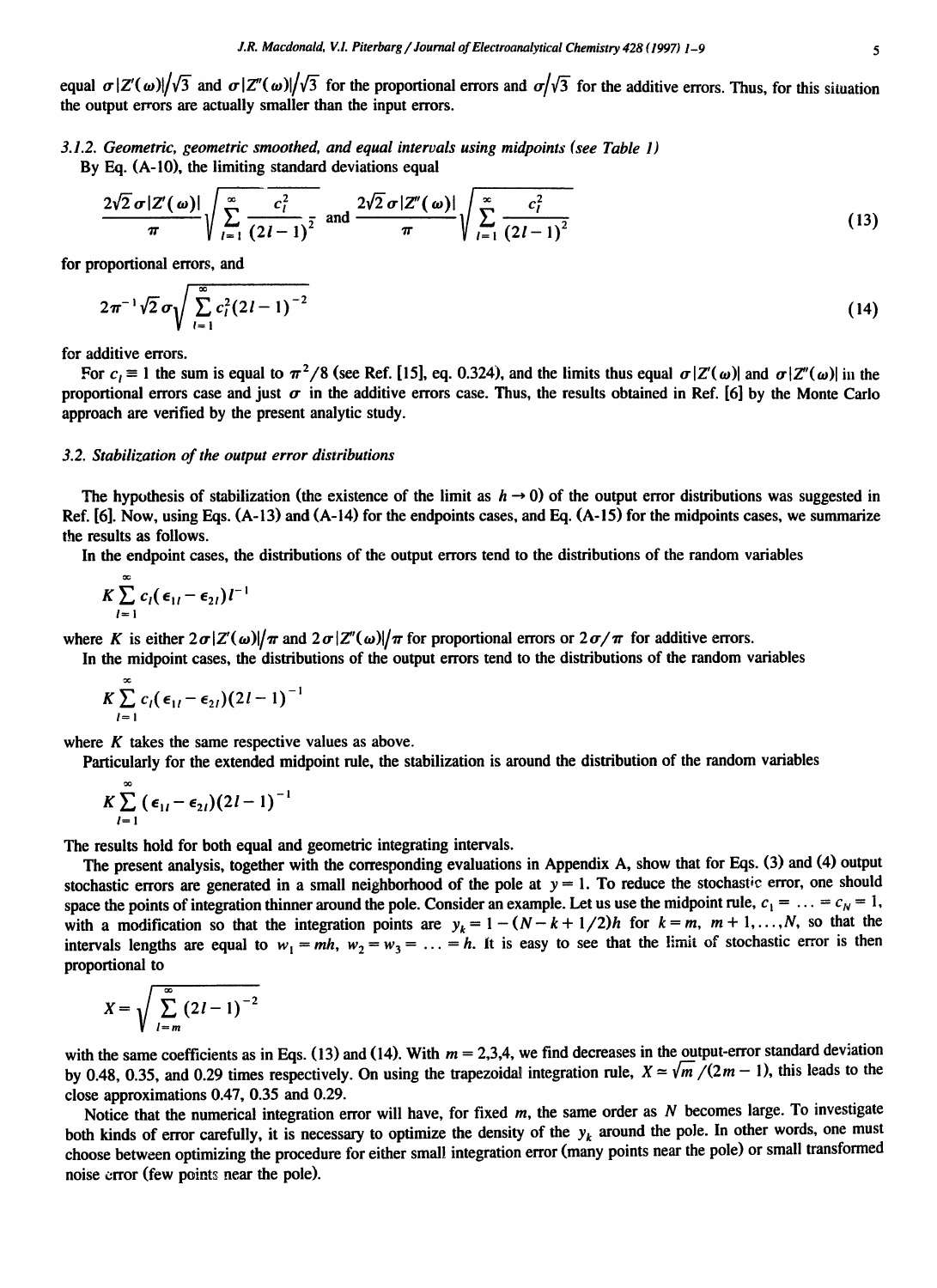equal $\sigma|Z'(\omega)|/\sqrt{3}$ and $\sigma|Z''(\omega)|/\sqrt{3}$ for the proportional errors and $\sigma/\sqrt{3}$ for the additive errors. Thus, for this situation the output errors are actually smaller than the input errors.

### 3.1.2. Geometric, geometric smoothed, and equal intervals using midpoints (see Table 1)

By Eq. (A-10), the limiting standard deviations equal

$$\frac{2\sqrt{2}\,\sigma|Z'(\omega)|}{\pi}\sqrt{\sum_{l=1}^{\infty}\frac{c_l^2}{(2l-1)^2}} \text{ and } \frac{2\sqrt{2}\,\sigma|Z''(\omega)|}{\pi}\sqrt{\sum_{l=1}^{\infty}\frac{c_l^2}{(2l-1)^2}} \tag{13}$$

for proportional errors, and

$$2\pi^{-1}\sqrt{2}\,\sigma\sqrt{\sum_{l=1}^{\infty}c_l^2(2l-1)^{-2}} \tag{14}$$

for additive errors.

For $c_l \equiv 1$ the sum is equal to $\pi^2/8$ (see Ref. [15], eq. 0.324), and the limits thus equal $\sigma|Z'(\omega)|$ and $\sigma|Z''(\omega)|$ in the proportional errors case and just $\sigma$ in the additive errors case. Thus, the results obtained in Ref. [6] by the Monte Carlo approach are verified by the present analytic study.

### 3.2. Stabilization of the output error distributions

The hypothesis of stabilization (the existence of the limit as $h \to 0$) of the output error distributions was suggested in Ref. [6]. Now, using Eqs. (A-13) and (A-14) for the endpoints cases, and Eq. (A-15) for the midpoints cases, we summarize the results as follows.

In the endpoint cases, the distributions of the output errors tend to the distributions of the random variables

$$K\sum_{l=1}^{\infty}c_l(\epsilon_{1l}-\epsilon_{2l})l^{-1}$$

where $K$ is either $2\sigma|Z'(\omega)|/\pi$ and $2\sigma|Z''(\omega)|/\pi$ for proportional errors or $2\sigma/\pi$ for additive errors.

In the midpoint cases, the distributions of the output errors tend to the distributions of the random variables

$$K\sum_{l=1}^{\infty}c_l(\epsilon_{1l}-\epsilon_{2l})(2l-1)^{-1}$$

where $K$ takes the same respective values as above.

Particularly for the extended midpoint rule, the stabilization is around the distribution of the random variables

$$K\sum_{l=1}^{\infty}(\epsilon_{1l}-\epsilon_{2l})(2l-1)^{-1}$$

The results hold for both equal and geometric integrating intervals.

The present analysis, together with the corresponding evaluations in Appendix A, show that for Eqs. (3) and (4) output stochastic errors are generated in a small neighborhood of the pole at $y = 1$. To reduce the stochastic error, one should space the points of integration thinner around the pole. Consider an example. Let us use the midpoint rule, $c_1 = \ldots = c_N = 1$, with a modification so that the integration points are $y_k = 1-(N-k+1/2)h$ for $k = m, m+1,\ldots,N$, so that the intervals lengths are equal to $w_1 = mh$, $w_2 = w_3 = \ldots = h$. It is easy to see that the limit of stochastic error is then proportional to

$$X=\sqrt{\sum_{l=m}^{\infty}(2l-1)^{-2}}$$

with the same coefficients as in Eqs. (13) and (14). With $m = 2,3,4$, we find decreases in the output-error standard deviation by 0.48, 0.35, and 0.29 times respectively. On using the trapezoidal integration rule, $X \simeq \sqrt{m}/(2m-1)$, this leads to the close approximations 0.47, 0.35 and 0.29.

Notice that the numerical integration error will have, for fixed $m$, the same order as $N$ becomes large. To investigate both kinds of error carefully, it is necessary to optimize the density of the $y_k$ around the pole. In other words, one must choose between optimizing the procedure for either small integration error (many points near the pole) or small transformed noise error (few points near the pole).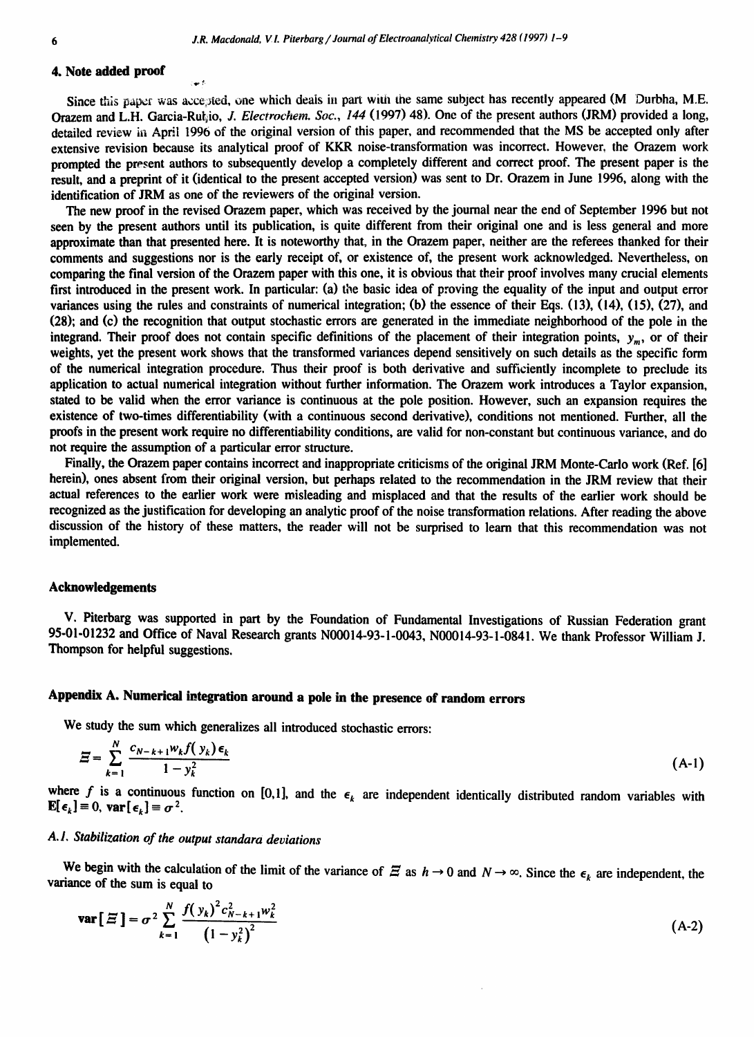## 4. Note added proof

Since this paper was accepted, one which deals in part with the same subject has recently appeared (M Durbha, M.E. Orazem and L.H. Garcia-Rubio, *J. Electrochem. Soc.*, *144* (1997) 48). One of the present authors (JRM) provided a long, detailed review in April 1996 of the original version of this paper, and recommended that the MS be accepted only after extensive revision because its analytical proof of KKR noise-transformation was incorrect. However, the Orazem work prompted the present authors to subsequently develop a completely different and correct proof. The present paper is the result, and a preprint of it (identical to the present accepted version) was sent to Dr. Orazem in June 1996, along with the identification of JRM as one of the reviewers of the original version.

The new proof in the revised Orazem paper, which was received by the journal near the end of September 1996 but not seen by the present authors until its publication, is quite different from their original one and is less general and more approximate than that presented here. It is noteworthy that, in the Orazem paper, neither are the referees thanked for their comments and suggestions nor is the early receipt of, or existence of, the present work acknowledged. Nevertheless, on comparing the final version of the Orazem paper with this one, it is obvious that their proof involves many crucial elements first introduced in the present work. In particular: (a) the basic idea of proving the equality of the input and output error variances using the rules and constraints of numerical integration; (b) the essence of their Eqs. (13), (14), (15), (27), and (28); and (c) the recognition that output stochastic errors are generated in the immediate neighborhood of the pole in the integrand. Their proof does not contain specific definitions of the placement of their integration points, $y_m$, or of their weights, yet the present work shows that the transformed variances depend sensitively on such details as the specific form of the numerical integration procedure. Thus their proof is both derivative and sufficiently incomplete to preclude its application to actual numerical integration without further information. The Orazem work introduces a Taylor expansion, stated to be valid when the error variance is continuous at the pole position. However, such an expansion requires the existence of two-times differentiability (with a continuous second derivative), conditions not mentioned. Further, all the proofs in the present work require no differentiability conditions, are valid for non-constant but continuous variance, and do not require the assumption of a particular error structure.

Finally, the Orazem paper contains incorrect and inappropriate criticisms of the original JRM Monte-Carlo work (Ref. [6] herein), ones absent from their original version, but perhaps related to the recommendation in the JRM review that their actual references to the earlier work were misleading and misplaced and that the results of the earlier work should be recognized as the justification for developing an analytic proof of the noise transformation relations. After reading the above discussion of the history of these matters, the reader will not be surprised to learn that this recommendation was not implemented.

## Acknowledgements

V. Piterbarg was supported in part by the Foundation of Fundamental Investigations of Russian Federation grant 95-01-01232 and Office of Naval Research grants N00014-93-1-0043, N00014-93-1-0841. We thank Professor William J. Thompson for helpful suggestions.

## Appendix A. Numerical integration around a pole in the presence of random errors

We study the sum which generalizes all introduced stochastic errors:

$$\Xi = \sum_{k=1}^{N} \frac{c_{N-k+1} w_k f(y_k) \epsilon_k}{1 - y_k^2} \tag{A-1}$$

where $f$ is a continuous function on [0,1], and the $\epsilon_k$ are independent identically distributed random variables with $\mathbf{E}[\epsilon_k] \equiv 0$, $\mathbf{var}[\epsilon_k] \equiv \sigma^2$.

### A.1. Stabilization of the output standara deviations

We begin with the calculation of the limit of the variance of $\Xi$ as $h \to 0$ and $N \to \infty$. Since the $\epsilon_k$ are independent, the variance of the sum is equal to

$$\mathbf{var}[\Xi] = \sigma^2 \sum_{k=1}^{N} \frac{f(y_k)^2 c_{N-k+1}^2 w_k^2}{\left(1 - y_k^2\right)^2} \tag{A-2}$$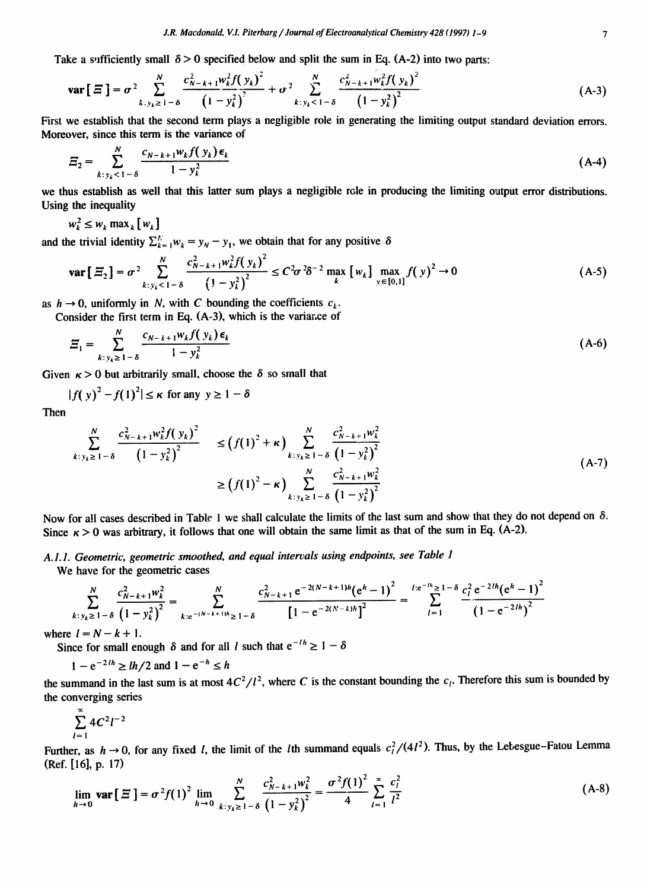Take a sufficiently small $\delta > 0$ specified below and split the sum in Eq. (A-2) into two parts:

$$\operatorname{var}[\Xi] = \sigma^2 \sum_{k:y_k \geq 1-\delta}^{N} \frac{c_{N-k+1}^2 w_k^2 f(y_k)^2}{\left(1-y_k^2\right)^2} + \sigma^2 \sum_{k:y_k < 1-\delta}^{N} \frac{c_{N-k+1}^2 w_k^2 f(y_k)^2}{\left(1-y_k^2\right)^2} \tag{A-3}$$

First we establish that the second term plays a negligible role in generating the limiting output standard deviation errors. Moreover, since this term is the variance of

$$\Xi_2 = \sum_{k:y_k < 1-\delta}^{N} \frac{c_{N-k+1} w_k f(y_k) \epsilon_k}{1-y_k^2} \tag{A-4}$$

we thus establish as well that this latter sum plays a negligible role in producing the limiting output error distributions. Using the inequality

$$w_k^2 \leq w_k \max_k [w_k]$$

and the trivial identity $\sum_{k=1}^{N} w_k = y_N - y_1$, we obtain that for any positive $\delta$

$$\operatorname{var}[\Xi_2] = \sigma^2 \sum_{k:y_k < 1-\delta}^{N} \frac{c_{N-k+1}^2 w_k^2 f(y_k)^2}{\left(1-y_k^2\right)^2} \leq C^2 \sigma^2 \delta^{-2} \max_k [w_k] \max_{y \in [0,1]} f(y)^2 \to 0 \tag{A-5}$$

as $h \to 0$, uniformly in $N$, with $C$ bounding the coefficients $c_k$.

Consider the first term in Eq. (A-3), which is the variance of

$$\Xi_1 = \sum_{k:y_k \geq 1-\delta}^{N} \frac{c_{N-k+1} w_k f(y_k) \epsilon_k}{1-y_k^2} \tag{A-6}$$

Given $\kappa > 0$ but arbitrarily small, choose the $\delta$ so small that

$$|f(y)^2 - f(1)^2| \leq \kappa \text{ for any } y \geq 1-\delta$$

Then

$$\begin{aligned} \sum_{k:y_k \geq 1-\delta}^{N} \frac{c_{N-k+1}^2 w_k^2 f(y_k)^2}{\left(1-y_k^2\right)^2} &\leq \left(f(1)^2 + \kappa\right) \sum_{k:y_k \geq 1-\delta}^{N} \frac{c_{N-k+1}^2 w_k^2}{\left(1-y_k^2\right)^2} \\ &\geq \left(f(1)^2 - \kappa\right) \sum_{k:y_k \geq 1-\delta}^{N} \frac{c_{N-k+1}^2 w_k^2}{\left(1-y_k^2\right)^2} \end{aligned} \tag{A-7}$$

Now for all cases described in Table 1 we shall calculate the limits of the last sum and show that they do not depend on $\delta$. Since $\kappa > 0$ was arbitrary, it follows that one will obtain the same limit as that of the sum in Eq. (A-2).

### A.1.1. Geometric, geometric smoothed, and equal intervals using endpoints, see Table 1

We have for the geometric cases

$$\sum_{k:y_k \geq 1-\delta}^{N} \frac{c_{N-k+1}^2 w_k^2}{\left(1-y_k^2\right)^2} = \sum_{k:e^{-(N-k+1)h} \geq 1-\delta}^{N} \frac{c_{N-k+1}^2 \, e^{-2(N-k+1)h}(e^h - 1)^2}{\left[1 - e^{-2(N-k)h}\right]^2} = \sum_{l=1}^{l:e^{-lh} \geq 1-\delta} \frac{c_l^2 \, e^{-2lh}(e^h - 1)^2}{\left(1 - e^{-2lh}\right)^2}$$

where $l = N - k + 1$.

Since for small enough $\delta$ and for all $l$ such that $e^{-lh} \geq 1 - \delta$

$$1 - e^{-2lh} \geq lh/2 \text{ and } 1 - e^{-h} \leq h$$

the summand in the last sum is at most $4C^2/l^2$, where $C$ is the constant bounding the $c_l$. Therefore this sum is bounded by the converging series

$$\sum_{l=1}^{\infty} 4C^2 l^{-2}$$

Further, as $h \to 0$, for any fixed $l$, the limit of the $l$th summand equals $c_l^2/(4l^2)$. Thus, by the Lebesgue–Fatou Lemma (Ref. [16], p. 17)

$$\lim_{h \to 0} \operatorname{var}[\Xi] = \sigma^2 f(1)^2 \lim_{h \to 0} \sum_{k:y_k \geq 1-\delta}^{N} \frac{c_{N-k+1}^2 w_k^2}{\left(1-y_k^2\right)^2} = \frac{\sigma^2 f(1)^2}{4} \sum_{l=1}^{\infty} \frac{c_l^2}{l^2} \tag{A-8}$$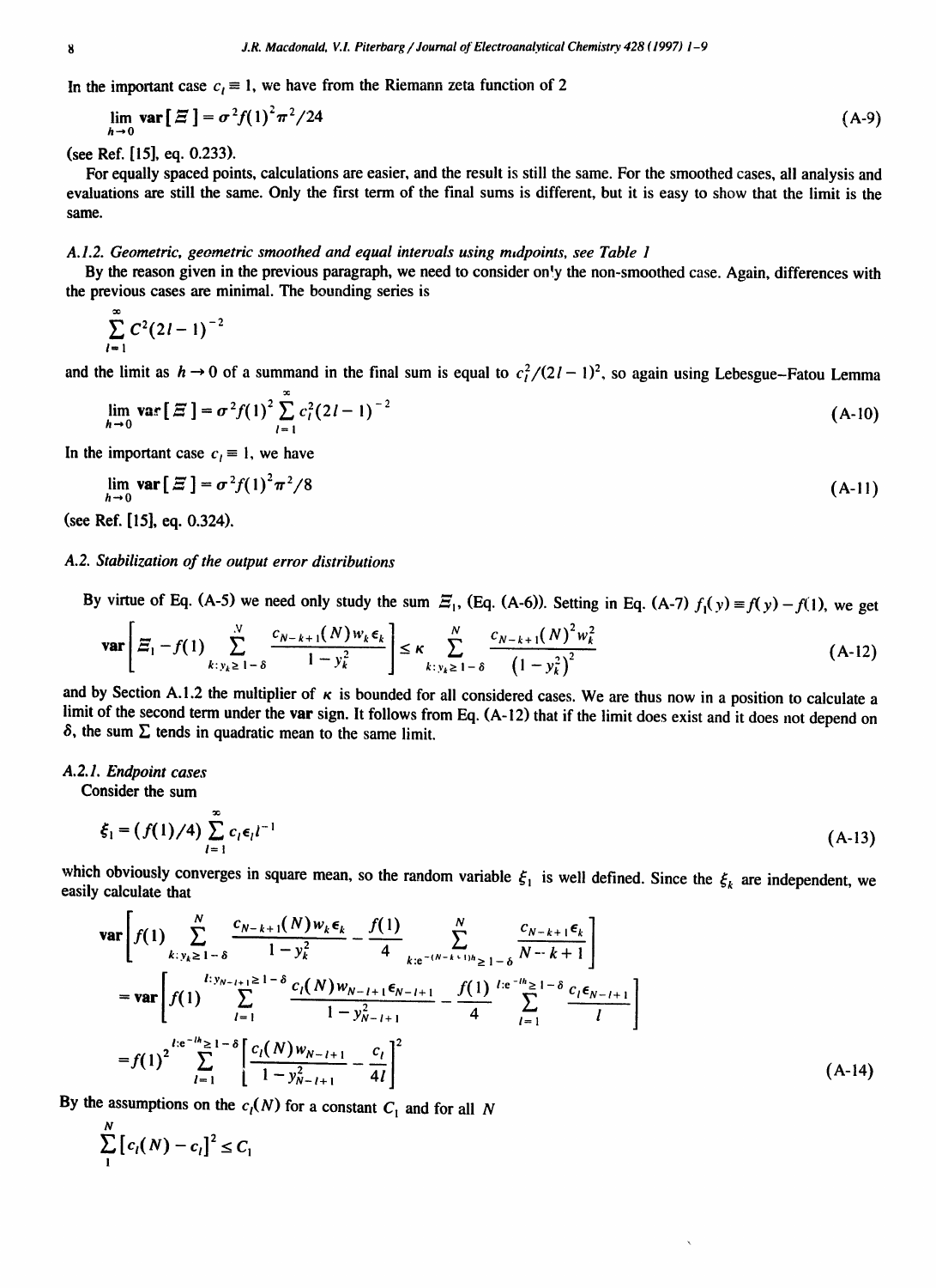In the important case $c_l \equiv 1$, we have from the Riemann zeta function of 2

$$\lim_{h \to 0} \mathbf{var}[\Xi] = \sigma^2 f(1)^2 \pi^2 / 24 \tag{A-9}$$

(see Ref. [15], eq. 0.233).

For equally spaced points, calculations are easier, and the result is still the same. For the smoothed cases, all analysis and evaluations are still the same. Only the first term of the final sums is different, but it is easy to show that the limit is the same.

#### A.1.2. Geometric, geometric smoothed and equal intervals using midpoints, see Table 1

By the reason given in the previous paragraph, we need to consider only the non-smoothed case. Again, differences with the previous cases are minimal. The bounding series is

$$\sum_{l=1}^{\infty} C^2 (2l-1)^{-2}$$

and the limit as $h \to 0$ of a summand in the final sum is equal to $c_l^2/(2l-1)^2$, so again using Lebesgue–Fatou Lemma

$$\lim_{h \to 0} \mathbf{var}[\Xi] = \sigma^2 f(1)^2 \sum_{l=1}^{\infty} c_l^2 (2l-1)^{-2} \tag{A-10}$$

In the important case $c_l \equiv 1$, we have

$$\lim_{h \to 0} \mathbf{var}[\Xi] = \sigma^2 f(1)^2 \pi^2 / 8 \tag{A-11}$$

(see Ref. [15], eq. 0.324).

### A.2. Stabilization of the output error distributions

By virtue of Eq. (A-5) we need only study the sum $\Xi_1$, (Eq. (A-6)). Setting in Eq. (A-7) $f_1(y) \equiv f(y) - f(1)$, we get

$$\mathbf{var}\left[\Xi_1 - f(1) \sum_{k: y_k \geq 1-\delta}^{N} \frac{c_{N-k+1}(N) w_k \epsilon_k}{1 - y_k^2}\right] \leq \kappa \sum_{k: y_k \geq 1-\delta}^{N} \frac{c_{N-k+1}(N)^2 w_k^2}{\left(1 - y_k^2\right)^2} \tag{A-12}$$

and by Section A.1.2 the multiplier of $\kappa$ is bounded for all considered cases. We are thus now in a position to calculate a limit of the second term under the **var** sign. It follows from Eq. (A-12) that if the limit does exist and it does not depend on $\delta$, the sum $\Sigma$ tends in quadratic mean to the same limit.

#### A.2.1. Endpoint cases

Consider the sum

$$\xi_1 = (f(1)/4) \sum_{l=1}^{\infty} c_l \epsilon_l l^{-1} \tag{A-13}$$

which obviously converges in square mean, so the random variable $\xi_1$ is well defined. Since the $\xi_k$ are independent, we easily calculate that

$$\begin{aligned}
&\mathbf{var}\left[f(1) \sum_{k: y_k \geq 1-\delta}^{N} \frac{c_{N-k+1}(N) w_k \epsilon_k}{1 - y_k^2} - \frac{f(1)}{4} \sum_{k: e^{-(N-k+1)h} \geq 1-\delta}^{N} \frac{c_{N-k+1} \epsilon_k}{N-k+1}\right] \\
&= \mathbf{var}\left[f(1) \sum_{l=1}^{l: y_{N-l+1} \geq 1-\delta} \frac{c_l(N) w_{N-l+1} \epsilon_{N-l+1}}{1 - y_{N-l+1}^2} - \frac{f(1)}{4} \sum_{l=1}^{l: e^{-lh} \geq 1-\delta} \frac{c_l \epsilon_{N-l+1}}{l}\right] \\
&= f(1)^2 \sum_{l=1}^{l: e^{-lh} \geq 1-\delta} \left[\frac{c_l(N) w_{N-l+1}}{1 - y_{N-l+1}^2} - \frac{c_l}{4l}\right]^2
\end{aligned} \tag{A-14}$$

By the assumptions on the $c_l(N)$ for a constant $C_1$ and for all $N$

$$\sum_{1}^{N} [c_l(N) - c_l]^2 \leq C_1$$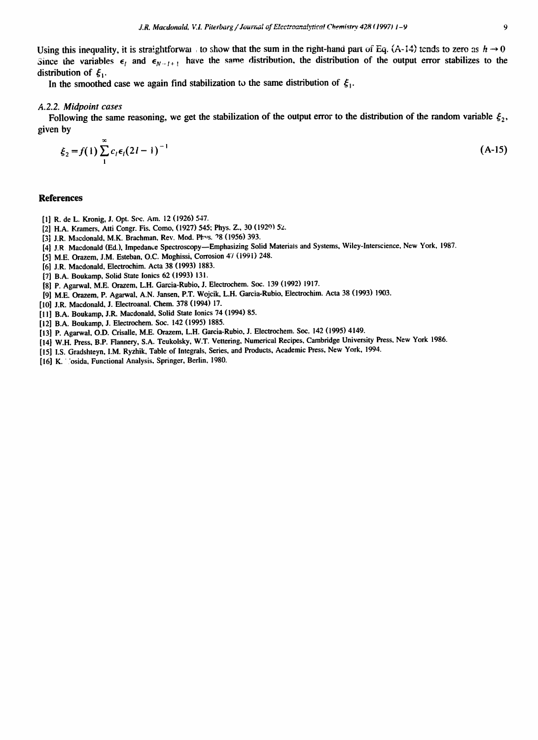Using this inequality, it is straightforwar to show that the sum in the right-hand part of Eq. (A-14) tends to zero as $h \to 0$ Since the variables $\epsilon_l$ and $\epsilon_{N-l+1}$ have the same distribution, the distribution of the output error stabilizes to the distribution of $\xi_1$.

In the smoothed case we again find stabilization to the same distribution of $\xi_1$.

#### A.2.2. Midpoint cases

Following the same reasoning, we get the stabilization of the output error to the distribution of the random variable $\xi_2$, given by

$$\xi_2 = f(1) \sum_{1}^{\infty} c_l \epsilon_l (2l-1)^{-1} \tag{A-15}$$

## References

[1] R. de L. Kronig, J. Opt. Soc. Am. 12 (1926) 547.
[2] H.A. Kramers, Atti Congr. Fis. Como, (1927) 545; Phys. Z., 30 (1929) 52.
[3] J.R. Macdonald, M.K. Brachman, Rev. Mod. Phys. 28 (1956) 393.
[4] J.R. Macdonald (Ed.), Impedance Spectroscopy—Emphasizing Solid Materials and Systems, Wiley-Interscience, New York, 1987.
[5] M.E. Orazem, J.M. Esteban, O.C. Moghissi, Corrosion 47 (1991) 248.
[6] J.R. Macdonald, Electrochim. Acta 38 (1993) 1883.
[7] B.A. Boukamp, Solid State Ionics 62 (1993) 131.
[8] P. Agarwal, M.E. Orazem, L.H. Garcia-Rubio, J. Electrochem. Soc. 139 (1992) 1917.
[9] M.E. Orazem, P. Agarwal, A.N. Jansen, P.T. Wojcik, L.H. Garcia-Rubio, Electrochim. Acta 38 (1993) 1903.
[10] J.R. Macdonald, J. Electroanal. Chem. 378 (1994) 17.
[11] B.A. Boukamp, J.R. Macdonald, Solid State Ionics 74 (1994) 85.
[12] B.A. Boukamp, J. Electrochem. Soc. 142 (1995) 1885.
[13] P. Agarwal, O.D. Crisalle, M.E. Orazem, L.H. Garcia-Rubio, J. Electrochem. Soc. 142 (1995) 4149.
[14] W.H. Press, B.P. Flannery, S.A. Teukolsky, W.T. Vettering, Numerical Recipes, Cambridge University Press, New York 1986.
[15] I.S. Gradshteyn, I.M. Ryzhik, Table of Integrals, Series, and Products, Academic Press, New York, 1994.
[16] K. Yosida, Functional Analysis, Springer, Berlin, 1980.